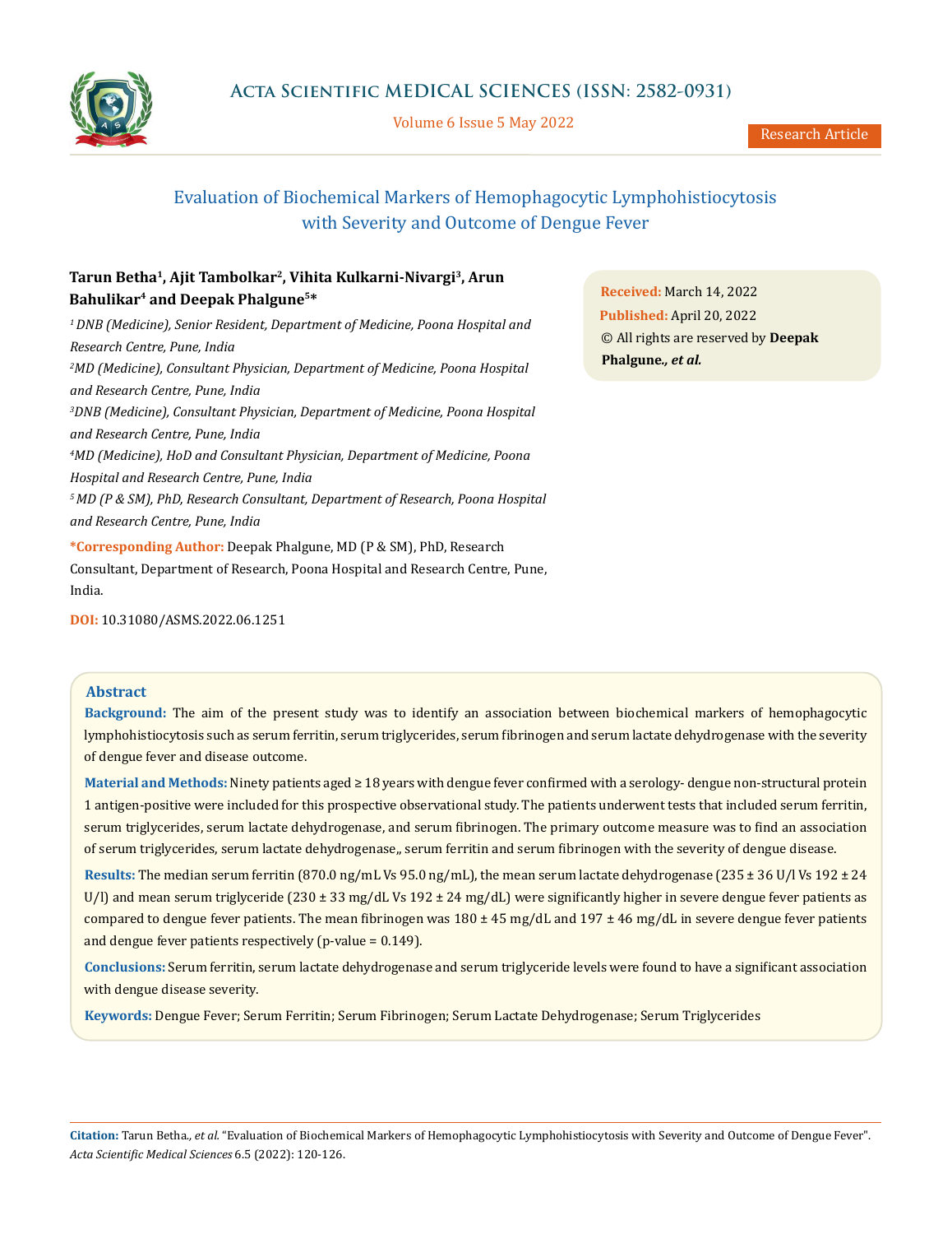Research Article

# Evaluation of Biochemical Markers of Hemophagocytic Lymphohistiocytosis with Severity and Outcome of Dengue Fever

**Tarun Betha[1], Ajit Tambolkar[2], Vihita Kulkarni-Nivargi[3], Arun Bahulikar[4] and Deepak Phalgune[5]***

[1] *DNB (Medicine), Senior Resident, Department of Medicine, Poona Hospital and Research Centre, Pune, India*

[2] *MD (Medicine), Consultant Physician, Department of Medicine, Poona Hospital and Research Centre, Pune, India*

[3] *DNB (Medicine), Consultant Physician, Department of Medicine, Poona Hospital and Research Centre, Pune, India*

[4] *MD (Medicine), HoD and Consultant Physician, Department of Medicine, Poona Hospital and Research Centre, Pune, India*

[5] *MD (P & SM), PhD, Research Consultant, Department of Research, Poona Hospital and Research Centre, Pune, India*

**\*Corresponding Author:** Deepak Phalgune, MD (P & SM), PhD, Research Consultant, Department of Research, Poona Hospital and Research Centre, Pune, India.

**DOI:** 10.31080/ASMS.2022.06.1251

**Received:** March 14, 2022
**Published:** April 20, 2022
© All rights are reserved by **Deepak Phalgune*., et al.***

## Abstract

**Background:** The aim of the present study was to identify an association between biochemical markers of hemophagocytic lymphohistiocytosis such as serum ferritin, serum triglycerides, serum fibrinogen and serum lactate dehydrogenase with the severity of dengue fever and disease outcome.

**Material and Methods:** Ninety patients aged ≥ 18 years with dengue fever confirmed with a serology- dengue non-structural protein 1 antigen-positive were included for this prospective observational study. The patients underwent tests that included serum ferritin, serum triglycerides, serum lactate dehydrogenase, and serum fibrinogen. The primary outcome measure was to find an association of serum triglycerides, serum lactate dehydrogenase,, serum ferritin and serum fibrinogen with the severity of dengue disease.

**Results:** The median serum ferritin (870.0 ng/mL Vs 95.0 ng/mL), the mean serum lactate dehydrogenase (235 ± 36 U/l Vs 192 ± 24 U/l) and mean serum triglyceride (230 ± 33 mg/dL Vs 192 ± 24 mg/dL) were significantly higher in severe dengue fever patients as compared to dengue fever patients. The mean fibrinogen was 180 ± 45 mg/dL and 197 ± 46 mg/dL in severe dengue fever patients and dengue fever patients respectively (p-value = 0.149).

**Conclusions:** Serum ferritin, serum lactate dehydrogenase and serum triglyceride levels were found to have a significant association with dengue disease severity.

**Keywords:** Dengue Fever; Serum Ferritin; Serum Fibrinogen; Serum Lactate Dehydrogenase; Serum Triglycerides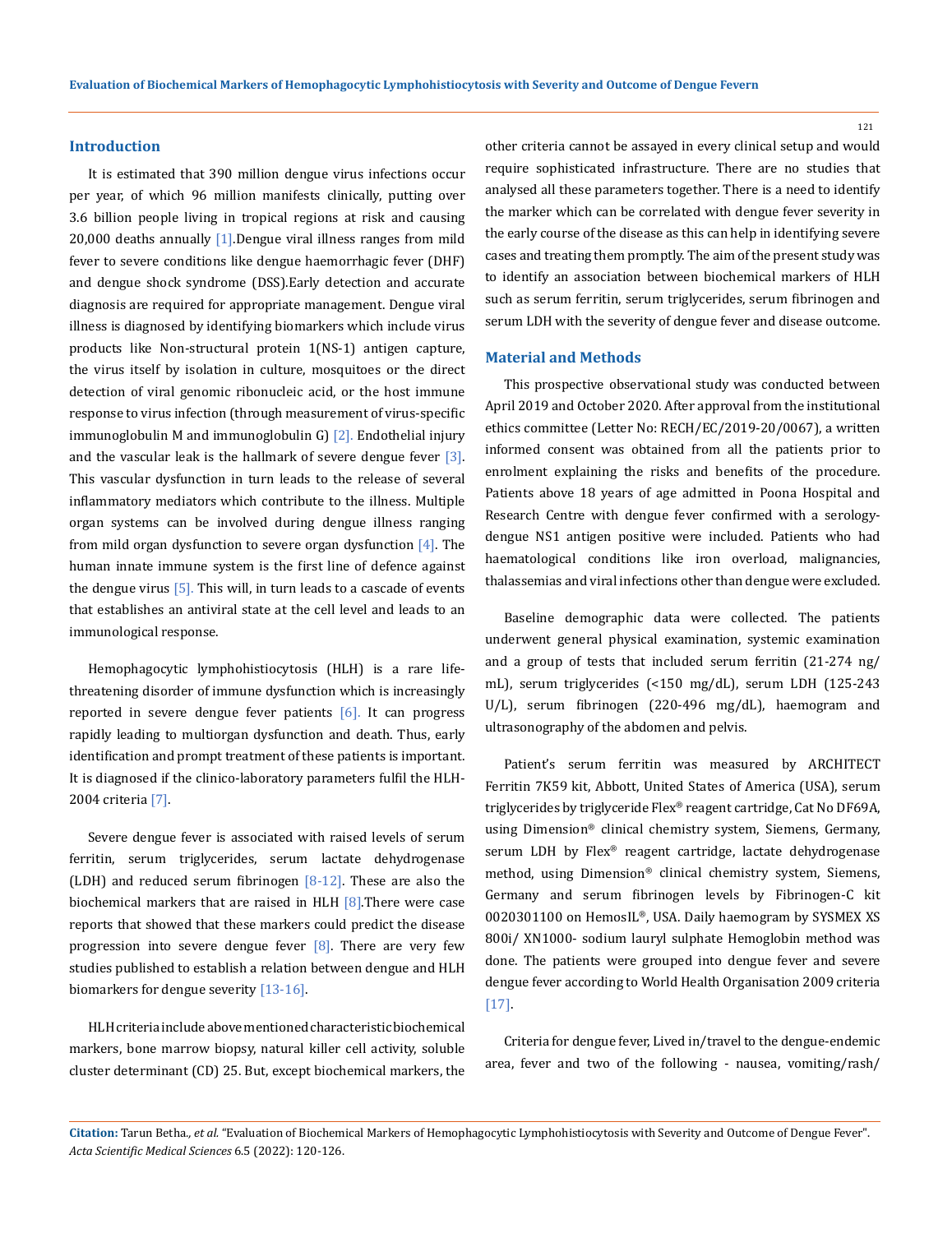## Introduction

It is estimated that 390 million dengue virus infections occur per year, of which 96 million manifests clinically, putting over 3.6 billion people living in tropical regions at risk and causing 20,000 deaths annually [1].Dengue viral illness ranges from mild fever to severe conditions like dengue haemorrhagic fever (DHF) and dengue shock syndrome (DSS).Early detection and accurate diagnosis are required for appropriate management. Dengue viral illness is diagnosed by identifying biomarkers which include virus products like Non-structural protein 1(NS-1) antigen capture, the virus itself by isolation in culture, mosquitoes or the direct detection of viral genomic ribonucleic acid, or the host immune response to virus infection (through measurement of virus-specific immunoglobulin M and immunoglobulin G) [2]. Endothelial injury and the vascular leak is the hallmark of severe dengue fever [3]. This vascular dysfunction in turn leads to the release of several inflammatory mediators which contribute to the illness. Multiple organ systems can be involved during dengue illness ranging from mild organ dysfunction to severe organ dysfunction [4]. The human innate immune system is the first line of defence against the dengue virus [5]. This will, in turn leads to a cascade of events that establishes an antiviral state at the cell level and leads to an immunological response.

Hemophagocytic lymphohistiocytosis (HLH) is a rare life-threatening disorder of immune dysfunction which is increasingly reported in severe dengue fever patients [6]. It can progress rapidly leading to multiorgan dysfunction and death. Thus, early identification and prompt treatment of these patients is important. It is diagnosed if the clinico-laboratory parameters fulfil the HLH-2004 criteria [7].

Severe dengue fever is associated with raised levels of serum ferritin, serum triglycerides, serum lactate dehydrogenase (LDH) and reduced serum fibrinogen [8-12]. These are also the biochemical markers that are raised in HLH [8].There were case reports that showed that these markers could predict the disease progression into severe dengue fever [8]. There are very few studies published to establish a relation between dengue and HLH biomarkers for dengue severity [13-16].

HLH criteria include above mentioned characteristic biochemical markers, bone marrow biopsy, natural killer cell activity, soluble cluster determinant (CD) 25. But, except biochemical markers, the other criteria cannot be assayed in every clinical setup and would require sophisticated infrastructure. There are no studies that analysed all these parameters together. There is a need to identify the marker which can be correlated with dengue fever severity in the early course of the disease as this can help in identifying severe cases and treating them promptly. The aim of the present study was to identify an association between biochemical markers of HLH such as serum ferritin, serum triglycerides, serum fibrinogen and serum LDH with the severity of dengue fever and disease outcome.

## Material and Methods

This prospective observational study was conducted between April 2019 and October 2020. After approval from the institutional ethics committee (Letter No: RECH/EC/2019-20/0067), a written informed consent was obtained from all the patients prior to enrolment explaining the risks and benefits of the procedure. Patients above 18 years of age admitted in Poona Hospital and Research Centre with dengue fever confirmed with a serology-dengue NS1 antigen positive were included. Patients who had haematological conditions like iron overload, malignancies, thalassemias and viral infections other than dengue were excluded.

Baseline demographic data were collected. The patients underwent general physical examination, systemic examination and a group of tests that included serum ferritin (21-274 ng/mL), serum triglycerides (<150 mg/dL), serum LDH (125-243 U/L), serum fibrinogen (220-496 mg/dL), haemogram and ultrasonography of the abdomen and pelvis.

Patient's serum ferritin was measured by ARCHITECT Ferritin 7K59 kit, Abbott, United States of America (USA), serum triglycerides by triglyceride Flex® reagent cartridge, Cat No DF69A, using Dimension® clinical chemistry system, Siemens, Germany, serum LDH by Flex® reagent cartridge, lactate dehydrogenase method, using Dimension® clinical chemistry system, Siemens, Germany and serum fibrinogen levels by Fibrinogen-C kit 0020301100 on HemosIL®, USA. Daily haemogram by SYSMEX XS 800i/ XN1000- sodium lauryl sulphate Hemoglobin method was done. The patients were grouped into dengue fever and severe dengue fever according to World Health Organisation 2009 criteria [17].

Criteria for dengue fever, Lived in/travel to the dengue-endemic area, fever and two of the following - nausea, vomiting/rash/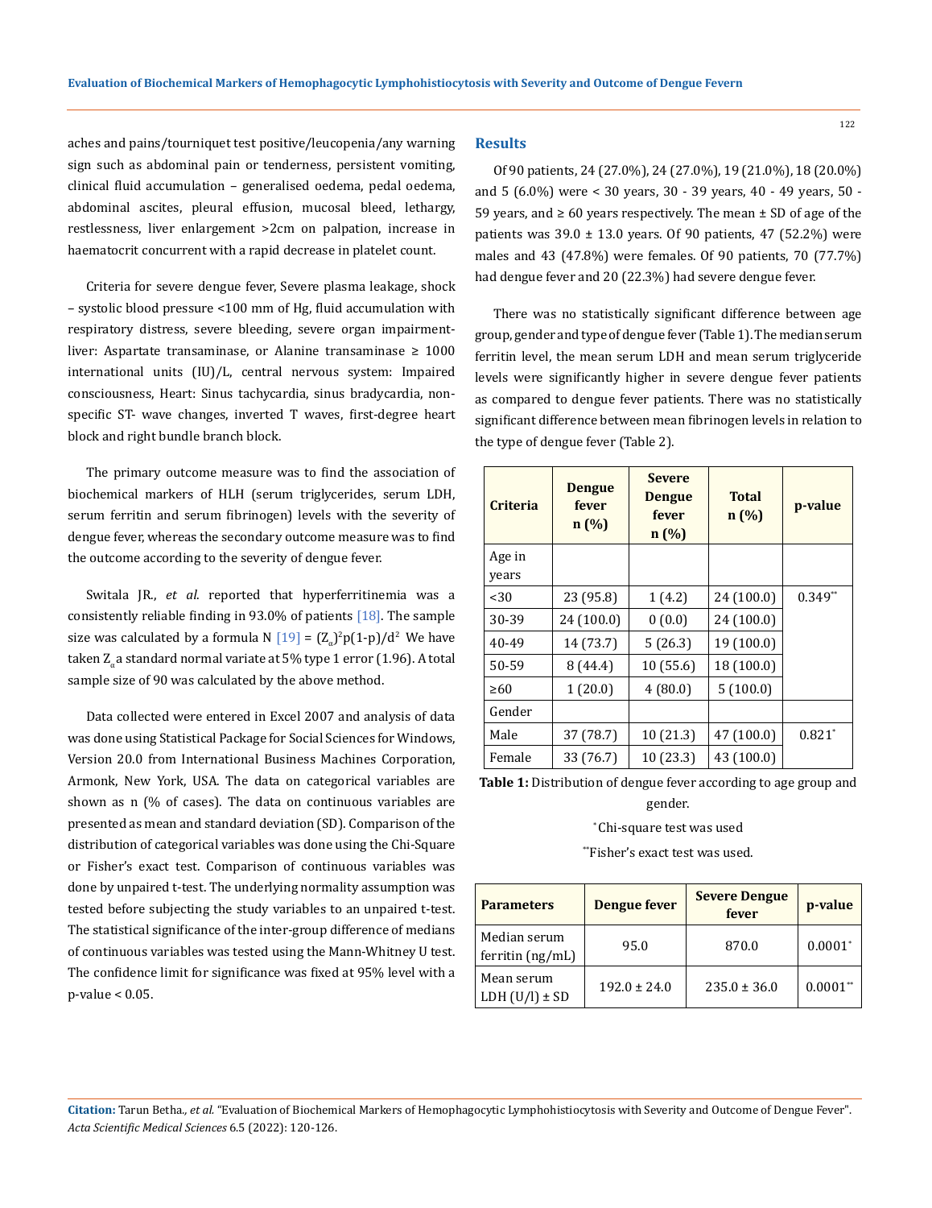aches and pains/tourniquet test positive/leucopenia/any warning sign such as abdominal pain or tenderness, persistent vomiting, clinical fluid accumulation – generalised oedema, pedal oedema, abdominal ascites, pleural effusion, mucosal bleed, lethargy, restlessness, liver enlargement >2cm on palpation, increase in haematocrit concurrent with a rapid decrease in platelet count.

Criteria for severe dengue fever, Severe plasma leakage, shock – systolic blood pressure <100 mm of Hg, fluid accumulation with respiratory distress, severe bleeding, severe organ impairment- liver: Aspartate transaminase, or Alanine transaminase ≥ 1000 international units (IU)/L, central nervous system: Impaired consciousness, Heart: Sinus tachycardia, sinus bradycardia, non-specific ST- wave changes, inverted T waves, first-degree heart block and right bundle branch block.

The primary outcome measure was to find the association of biochemical markers of HLH (serum triglycerides, serum LDH, serum ferritin and serum fibrinogen) levels with the severity of dengue fever, whereas the secondary outcome measure was to find the outcome according to the severity of dengue fever.

Switala JR., *et al*. reported that hyperferritinemia was a consistently reliable finding in 93.0% of patients [18]. The sample size was calculated by a formula N [19] = $(Z_\alpha)^2 p(1-p)/d^2$ We have taken $Z_\alpha$ a standard normal variate at 5% type 1 error (1.96). A total sample size of 90 was calculated by the above method.

Data collected were entered in Excel 2007 and analysis of data was done using Statistical Package for Social Sciences for Windows, Version 20.0 from International Business Machines Corporation, Armonk, New York, USA. The data on categorical variables are shown as n (% of cases). The data on continuous variables are presented as mean and standard deviation (SD). Comparison of the distribution of categorical variables was done using the Chi-Square or Fisher's exact test. Comparison of continuous variables was done by unpaired t-test. The underlying normality assumption was tested before subjecting the study variables to an unpaired t-test. The statistical significance of the inter-group difference of medians of continuous variables was tested using the Mann-Whitney U test. The confidence limit for significance was fixed at 95% level with a p-value < 0.05.

## Results

Of 90 patients, 24 (27.0%), 24 (27.0%), 19 (21.0%), 18 (20.0%) and 5 (6.0%) were < 30 years, 30 - 39 years, 40 - 49 years, 50 - 59 years, and ≥ 60 years respectively. The mean ± SD of age of the patients was 39.0 ± 13.0 years. Of 90 patients, 47 (52.2%) were males and 43 (47.8%) were females. Of 90 patients, 70 (77.7%) had dengue fever and 20 (22.3%) had severe dengue fever.

There was no statistically significant difference between age group, gender and type of dengue fever (Table 1). The median serum ferritin level, the mean serum LDH and mean serum triglyceride levels were significantly higher in severe dengue fever patients as compared to dengue fever patients. There was no statistically significant difference between mean fibrinogen levels in relation to the type of dengue fever (Table 2).

| Criteria | Dengue fever n (%) | Severe Dengue fever n (%) | Total n (%) | p-value |
|---|---|---|---|---|
| Age in years | | | | |
| <30 | 23 (95.8) | 1 (4.2) | 24 (100.0) | 0.349** |
| 30-39 | 24 (100.0) | 0 (0.0) | 24 (100.0) | |
| 40-49 | 14 (73.7) | 5 (26.3) | 19 (100.0) | |
| 50-59 | 8 (44.4) | 10 (55.6) | 18 (100.0) | |
| ≥60 | 1 (20.0) | 4 (80.0) | 5 (100.0) | |
| Gender | | | | |
| Male | 37 (78.7) | 10 (21.3) | 47 (100.0) | 0.821* |
| Female | 33 (76.7) | 10 (23.3) | 43 (100.0) | |

**Table 1:** Distribution of dengue fever according to age group and gender.

*Chi-square test was used

**Fisher's exact test was used.

| Parameters | Dengue fever | Severe Dengue fever | p-value |
|---|---|---|---|
| Median serum ferritin (ng/mL) | 95.0 | 870.0 | 0.0001* |
| Mean serum LDH (U/l) ± SD | 192.0 ± 24.0 | 235.0 ± 36.0 | 0.0001** |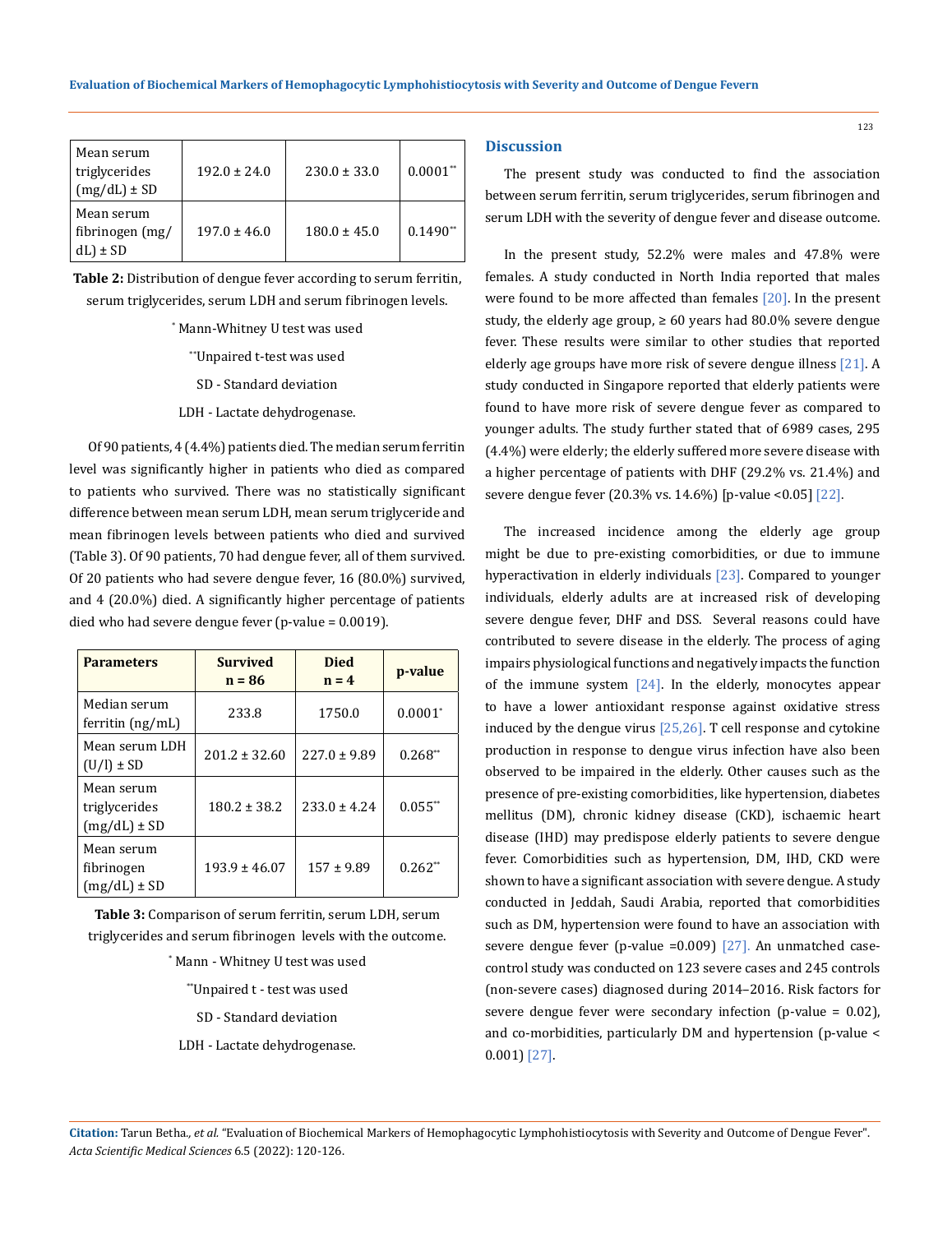| Mean serum triglycerides (mg/dL) ± SD | 192.0 ± 24.0 | 230.0 ± 33.0 | 0.0001** |
|---|---|---|---|
| Mean serum fibrinogen (mg/dL) ± SD | 197.0 ± 46.0 | 180.0 ± 45.0 | 0.1490** |

**Table 2:** Distribution of dengue fever according to serum ferritin, serum triglycerides, serum LDH and serum fibrinogen levels.

* Mann-Whitney U test was used

**Unpaired t-test was used

SD - Standard deviation

LDH - Lactate dehydrogenase.

Of 90 patients, 4 (4.4%) patients died. The median serum ferritin level was significantly higher in patients who died as compared to patients who survived. There was no statistically significant difference between mean serum LDH, mean serum triglyceride and mean fibrinogen levels between patients who died and survived (Table 3). Of 90 patients, 70 had dengue fever, all of them survived. Of 20 patients who had severe dengue fever, 16 (80.0%) survived, and 4 (20.0%) died. A significantly higher percentage of patients died who had severe dengue fever (p-value = 0.0019).

| Parameters | Survived n = 86 | Died n = 4 | p-value |
|---|---|---|---|
| Median serum ferritin (ng/mL) | 233.8 | 1750.0 | 0.0001* |
| Mean serum LDH (U/l) ± SD | 201.2 ± 32.60 | 227.0 ± 9.89 | 0.268** |
| Mean serum triglycerides (mg/dL) ± SD | 180.2 ± 38.2 | 233.0 ± 4.24 | 0.055** |
| Mean serum fibrinogen (mg/dL) ± SD | 193.9 ± 46.07 | 157 ± 9.89 | 0.262** |

**Table 3:** Comparison of serum ferritin, serum LDH, serum triglycerides and serum fibrinogen levels with the outcome.

* Mann - Whitney U test was used

**Unpaired t - test was used

SD - Standard deviation

LDH - Lactate dehydrogenase.

## Discussion

The present study was conducted to find the association between serum ferritin, serum triglycerides, serum fibrinogen and serum LDH with the severity of dengue fever and disease outcome.

In the present study, 52.2% were males and 47.8% were females. A study conducted in North India reported that males were found to be more affected than females [20]. In the present study, the elderly age group, ≥ 60 years had 80.0% severe dengue fever. These results were similar to other studies that reported elderly age groups have more risk of severe dengue illness [21]. A study conducted in Singapore reported that elderly patients were found to have more risk of severe dengue fever as compared to younger adults. The study further stated that of 6989 cases, 295 (4.4%) were elderly; the elderly suffered more severe disease with a higher percentage of patients with DHF (29.2% vs. 21.4%) and severe dengue fever (20.3% vs. 14.6%) [p-value <0.05] [22].

The increased incidence among the elderly age group might be due to pre-existing comorbidities, or due to immune hyperactivation in elderly individuals [23]. Compared to younger individuals, elderly adults are at increased risk of developing severe dengue fever, DHF and DSS. Several reasons could have contributed to severe disease in the elderly. The process of aging impairs physiological functions and negatively impacts the function of the immune system [24]. In the elderly, monocytes appear to have a lower antioxidant response against oxidative stress induced by the dengue virus [25,26]. T cell response and cytokine production in response to dengue virus infection have also been observed to be impaired in the elderly. Other causes such as the presence of pre-existing comorbidities, like hypertension, diabetes mellitus (DM), chronic kidney disease (CKD), ischaemic heart disease (IHD) may predispose elderly patients to severe dengue fever. Comorbidities such as hypertension, DM, IHD, CKD were shown to have a significant association with severe dengue. A study conducted in Jeddah, Saudi Arabia, reported that comorbidities such as DM, hypertension were found to have an association with severe dengue fever (p-value =0.009) [27]. An unmatched case-control study was conducted on 123 severe cases and 245 controls (non-severe cases) diagnosed during 2014–2016. Risk factors for severe dengue fever were secondary infection (p-value = 0.02), and co-morbidities, particularly DM and hypertension (p-value < 0.001) [27].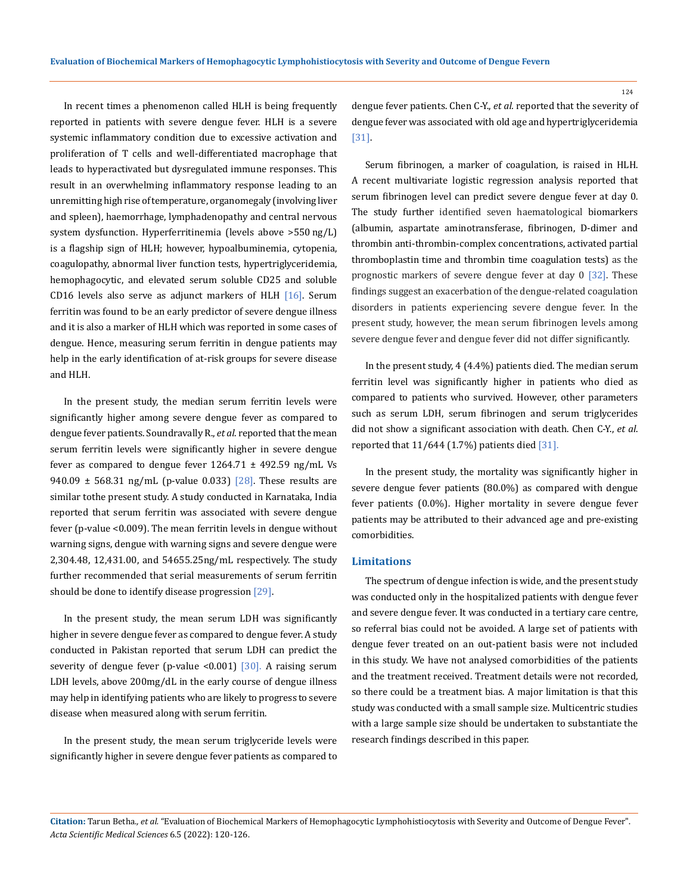In recent times a phenomenon called HLH is being frequently reported in patients with severe dengue fever. HLH is a severe systemic inflammatory condition due to excessive activation and proliferation of T cells and well-differentiated macrophage that leads to hyperactivated but dysregulated immune responses. This result in an overwhelming inflammatory response leading to an unremitting high rise of temperature, organomegaly (involving liver and spleen), haemorrhage, lymphadenopathy and central nervous system dysfunction. Hyperferritinemia (levels above >550 ng/L) is a flagship sign of HLH; however, hypoalbuminemia, cytopenia, coagulopathy, abnormal liver function tests, hypertriglyceridemia, hemophagocytic, and elevated serum soluble CD25 and soluble CD16 levels also serve as adjunct markers of HLH [16]. Serum ferritin was found to be an early predictor of severe dengue illness and it is also a marker of HLH which was reported in some cases of dengue. Hence, measuring serum ferritin in dengue patients may help in the early identification of at-risk groups for severe disease and HLH.

In the present study, the median serum ferritin levels were significantly higher among severe dengue fever as compared to dengue fever patients. Soundravally R., *et al.* reported that the mean serum ferritin levels were significantly higher in severe dengue fever as compared to dengue fever 1264.71 ± 492.59 ng/mL Vs 940.09 ± 568.31 ng/mL (p-value 0.033) [28]. These results are similar tothe present study. A study conducted in Karnataka, India reported that serum ferritin was associated with severe dengue fever (p-value <0.009). The mean ferritin levels in dengue without warning signs, dengue with warning signs and severe dengue were 2,304.48, 12,431.00, and 54655.25ng/mL respectively. The study further recommended that serial measurements of serum ferritin should be done to identify disease progression [29].

In the present study, the mean serum LDH was significantly higher in severe dengue fever as compared to dengue fever. A study conducted in Pakistan reported that serum LDH can predict the severity of dengue fever (p-value <0.001) [30]. A raising serum LDH levels, above 200mg/dL in the early course of dengue illness may help in identifying patients who are likely to progress to severe disease when measured along with serum ferritin.

In the present study, the mean serum triglyceride levels were significantly higher in severe dengue fever patients as compared to dengue fever patients. Chen C-Y., *et al.* reported that the severity of dengue fever was associated with old age and hypertriglyceridemia [31].

Serum fibrinogen, a marker of coagulation, is raised in HLH. A recent multivariate logistic regression analysis reported that serum fibrinogen level can predict severe dengue fever at day 0. The study further identified seven haematological biomarkers (albumin, aspartate aminotransferase, fibrinogen, D-dimer and thrombin anti-thrombin-complex concentrations, activated partial thromboplastin time and thrombin time coagulation tests) as the prognostic markers of severe dengue fever at day 0 [32]. These findings suggest an exacerbation of the dengue-related coagulation disorders in patients experiencing severe dengue fever. In the present study, however, the mean serum fibrinogen levels among severe dengue fever and dengue fever did not differ significantly.

In the present study, 4 (4.4%) patients died. The median serum ferritin level was significantly higher in patients who died as compared to patients who survived. However, other parameters such as serum LDH, serum fibrinogen and serum triglycerides did not show a significant association with death. Chen C-Y., *et al*. reported that 11/644 (1.7%) patients died [31].

In the present study, the mortality was significantly higher in severe dengue fever patients (80.0%) as compared with dengue fever patients (0.0%). Higher mortality in severe dengue fever patients may be attributed to their advanced age and pre-existing comorbidities.

## Limitations

The spectrum of dengue infection is wide, and the present study was conducted only in the hospitalized patients with dengue fever and severe dengue fever. It was conducted in a tertiary care centre, so referral bias could not be avoided. A large set of patients with dengue fever treated on an out-patient basis were not included in this study. We have not analysed comorbidities of the patients and the treatment received. Treatment details were not recorded, so there could be a treatment bias. A major limitation is that this study was conducted with a small sample size. Multicentric studies with a large sample size should be undertaken to substantiate the research findings described in this paper.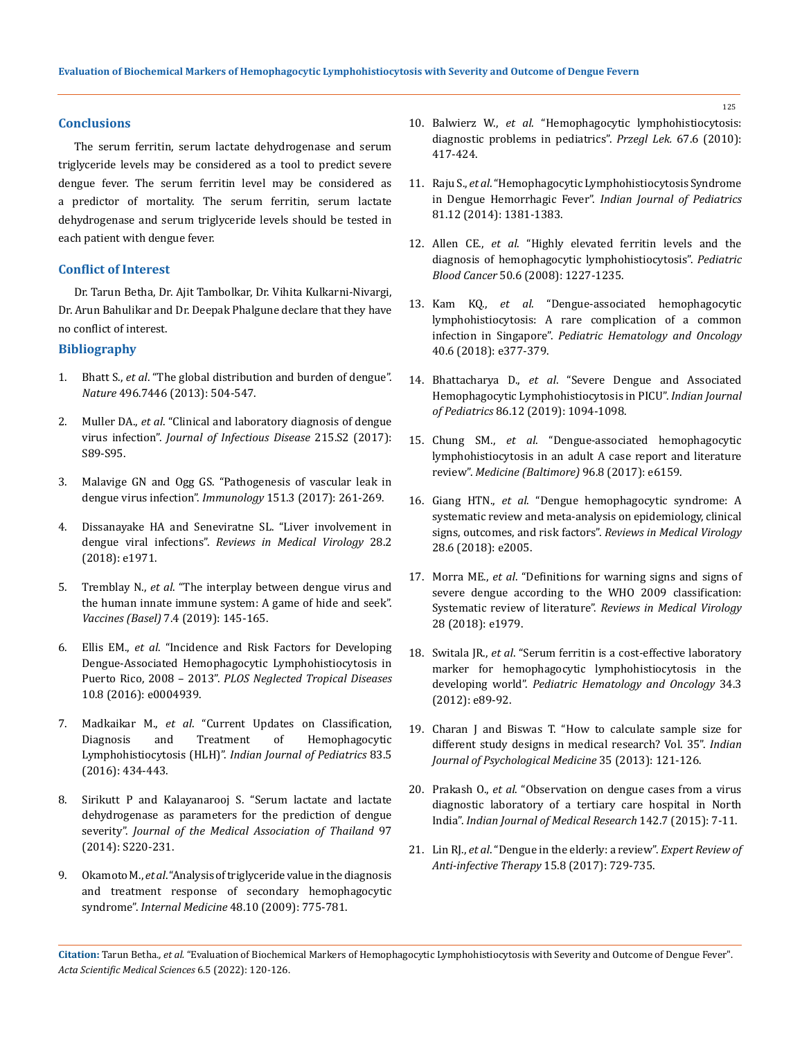## Conclusions

The serum ferritin, serum lactate dehydrogenase and serum triglyceride levels may be considered as a tool to predict severe dengue fever. The serum ferritin level may be considered as a predictor of mortality. The serum ferritin, serum lactate dehydrogenase and serum triglyceride levels should be tested in each patient with dengue fever.

## Conflict of Interest

Dr. Tarun Betha, Dr. Ajit Tambolkar, Dr. Vihita Kulkarni-Nivargi, Dr. Arun Bahulikar and Dr. Deepak Phalgune declare that they have no conflict of interest.

## Bibliography

1. Bhatt S., *et al*. "The global distribution and burden of dengue". *Nature* 496.7446 (2013): 504-547.
2. Muller DA., *et al*. "Clinical and laboratory diagnosis of dengue virus infection". *Journal of Infectious Disease* 215.S2 (2017): S89-S95.
3. Malavige GN and Ogg GS. "Pathogenesis of vascular leak in dengue virus infection". *Immunology* 151.3 (2017): 261-269.
4. Dissanayake HA and Seneviratne SL. "Liver involvement in dengue viral infections". *Reviews in Medical Virology* 28.2 (2018): e1971.
5. Tremblay N., *et al*. "The interplay between dengue virus and the human innate immune system: A game of hide and seek". *Vaccines (Basel)* 7.4 (2019): 145-165.
6. Ellis EM., *et al*. "Incidence and Risk Factors for Developing Dengue-Associated Hemophagocytic Lymphohistiocytosis in Puerto Rico, 2008 – 2013". *PLOS Neglected Tropical Diseases* 10.8 (2016): e0004939.
7. Madkaikar M., *et al*. "Current Updates on Classification, Diagnosis and Treatment of Hemophagocytic Lymphohistiocytosis (HLH)". *Indian Journal of Pediatrics* 83.5 (2016): 434-443.
8. Sirikutt P and Kalayanarooj S. "Serum lactate and lactate dehydrogenase as parameters for the prediction of dengue severity". *Journal of the Medical Association of Thailand* 97 (2014): S220-231.
9. Okamoto M., *et al*. "Analysis of triglyceride value in the diagnosis and treatment response of secondary hemophagocytic syndrome". *Internal Medicine* 48.10 (2009): 775-781.
10. Balwierz W., *et al*. "Hemophagocytic lymphohistiocytosis: diagnostic problems in pediatrics". *Przegl Lek.* 67.6 (2010): 417-424.
11. Raju S., *et al*. "Hemophagocytic Lymphohistiocytosis Syndrome in Dengue Hemorrhagic Fever". *Indian Journal of Pediatrics* 81.12 (2014): 1381-1383.
12. Allen CE., *et al*. "Highly elevated ferritin levels and the diagnosis of hemophagocytic lymphohistiocytosis". *Pediatric Blood Cancer* 50.6 (2008): 1227-1235.
13. Kam KQ., *et al*. "Dengue-associated hemophagocytic lymphohistiocytosis: A rare complication of a common infection in Singapore". *Pediatric Hematology and Oncology* 40.6 (2018): e377-379.
14. Bhattacharya D., *et al*. "Severe Dengue and Associated Hemophagocytic Lymphohistiocytosis in PICU". *Indian Journal of Pediatrics* 86.12 (2019): 1094-1098.
15. Chung SM., *et al*. "Dengue-associated hemophagocytic lymphohistiocytosis in an adult A case report and literature review". *Medicine (Baltimore)* 96.8 (2017): e6159.
16. Giang HTN., *et al*. "Dengue hemophagocytic syndrome: A systematic review and meta-analysis on epidemiology, clinical signs, outcomes, and risk factors". *Reviews in Medical Virology* 28.6 (2018): e2005.
17. Morra ME., *et al*. "Definitions for warning signs and signs of severe dengue according to the WHO 2009 classification: Systematic review of literature". *Reviews in Medical Virology* 28 (2018): e1979.
18. Switala JR., *et al*. "Serum ferritin is a cost-effective laboratory marker for hemophagocytic lymphohistiocytosis in the developing world". *Pediatric Hematology and Oncology* 34.3 (2012): e89-92.
19. Charan J and Biswas T. "How to calculate sample size for different study designs in medical research? Vol. 35". *Indian Journal of Psychological Medicine* 35 (2013): 121-126.
20. Prakash O., *et al*. "Observation on dengue cases from a virus diagnostic laboratory of a tertiary care hospital in North India". *Indian Journal of Medical Research* 142.7 (2015): 7-11.
21. Lin RJ., *et al*. "Dengue in the elderly: a review". *Expert Review of Anti-infective Therapy* 15.8 (2017): 729-735.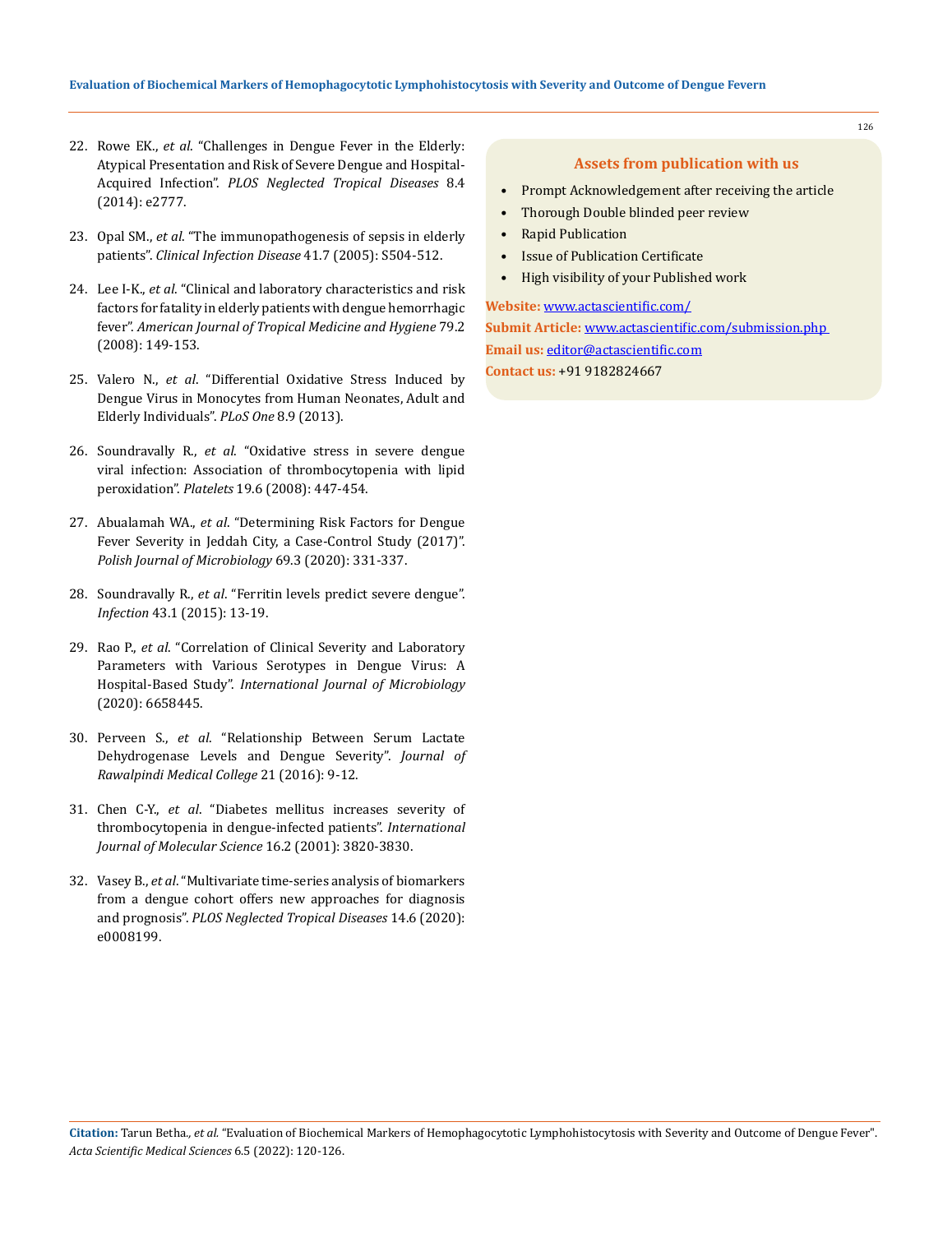22. Rowe EK., *et al*. "Challenges in Dengue Fever in the Elderly: Atypical Presentation and Risk of Severe Dengue and Hospital-Acquired Infection". *PLOS Neglected Tropical Diseases* 8.4 (2014): e2777.

23. Opal SM., *et al*. "The immunopathogenesis of sepsis in elderly patients". *Clinical Infection Disease* 41.7 (2005): S504-512.

24. Lee I-K., *et al*. "Clinical and laboratory characteristics and risk factors for fatality in elderly patients with dengue hemorrhagic fever". *American Journal of Tropical Medicine and Hygiene* 79.2 (2008): 149-153.

25. Valero N., *et al*. "Differential Oxidative Stress Induced by Dengue Virus in Monocytes from Human Neonates, Adult and Elderly Individuals". *PLoS One* 8.9 (2013).

26. Soundravally R., *et al*. "Oxidative stress in severe dengue viral infection: Association of thrombocytopenia with lipid peroxidation". *Platelets* 19.6 (2008): 447-454.

27. Abualamah WA., *et al*. "Determining Risk Factors for Dengue Fever Severity in Jeddah City, a Case-Control Study (2017)". *Polish Journal of Microbiology* 69.3 (2020): 331-337.

28. Soundravally R., *et al*. "Ferritin levels predict severe dengue". *Infection* 43.1 (2015): 13-19.

29. Rao P., *et al*. "Correlation of Clinical Severity and Laboratory Parameters with Various Serotypes in Dengue Virus: A Hospital-Based Study". *International Journal of Microbiology* (2020): 6658445.

30. Perveen S., *et al*. "Relationship Between Serum Lactate Dehydrogenase Levels and Dengue Severity". *Journal of Rawalpindi Medical College* 21 (2016): 9-12.

31. Chen C-Y., *et al*. "Diabetes mellitus increases severity of thrombocytopenia in dengue-infected patients". *International Journal of Molecular Science* 16.2 (2001): 3820-3830.

32. Vasey B., *et al*. "Multivariate time-series analysis of biomarkers from a dengue cohort offers new approaches for diagnosis and prognosis". *PLOS Neglected Tropical Diseases* 14.6 (2020): e0008199.

### Assets from publication with us

- Prompt Acknowledgement after receiving the article
- Thorough Double blinded peer review
- Rapid Publication
- Issue of Publication Certificate
- High visibility of your Published work

**Website:** www.actascientific.com/

**Submit Article:** www.actascientific.com/submission.php

**Email us:** editor@actascientific.com

**Contact us:** +91 9182824667